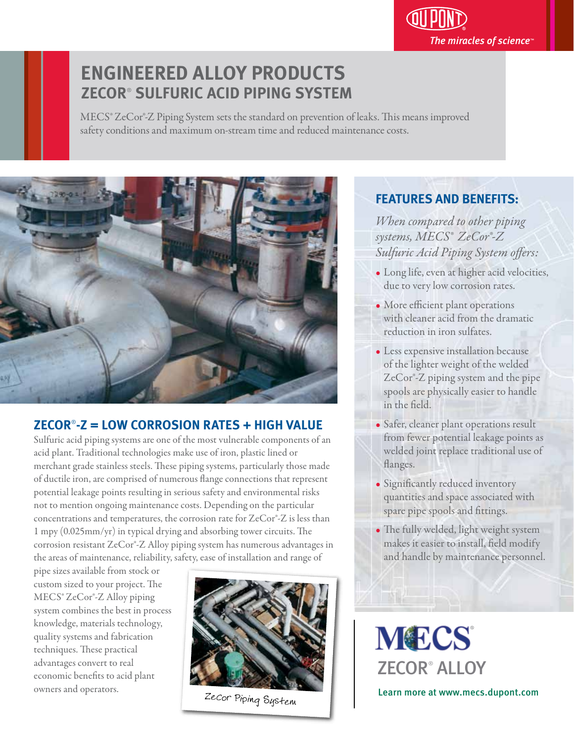# ENGINEERED ALLOY PRODUCTS

## ZECOR® SULFURIC ACID PIPING SYSTEM

MECS® ZeCor®-Z Piping System sets the standard on prevention of leaks. This means improved safety conditions and maximum on-stream time and reduced maintenance costs.

## ZECOR®-Z = LOW CORROSION RATES + HIGH VALUE

Sulfuric acid piping systems are one of the most vulnerable components of an acid plant. Traditional technologies make use of iron, plastic lined or merchant grade stainless steels. These piping systems, particularly those made of ductile iron, are comprised of numerous flange connections that represent potential leakage points resulting in serious safety and environmental risks not to mention ongoing maintenance costs. Depending on the particular concentrations and temperatures, the corrosion rate for ZeCor®-Z is less than 1 mpy (0.025mm/yr) in typical drying and absorbing tower circuits. The corrosion resistant ZeCor®-Z Alloy piping system has numerous advantages in the areas of maintenance, reliability, safety, ease of installation and range of pipe sizes available from stock or custom sized to your project. The MECS® ZeCor®-Z Alloy piping system combines the best in process knowledge, materials technology, quality systems and fabrication techniques. These practical advantages convert to real economic benefits to acid plant owners and operators.

ZeCor Piping System

## FEATURES AND BENEFITS:

*When compared to other piping systems, MECS® ZeCor®-Z Sulfuric Acid Piping System offers:*

- Long life, even at higher acid velocities, due to very low corrosion rates.
- More efficient plant operations with cleaner acid from the dramatic reduction in iron sulfates.
- Less expensive installation because of the lighter weight of the welded ZeCor®-Z piping system and the pipe spools are physically easier to handle in the field.
- Safer, cleaner plant operations result from fewer potential leakage points as welded joint replace traditional use of flanges.
- Significantly reduced inventory quantities and space associated with spare pipe spools and fittings.
- The fully welded, light weight system makes it easier to install, field modify and handle by maintenance personnel.

MECS®

ZECOR® ALLOY

Learn more at www.mecs.dupont.com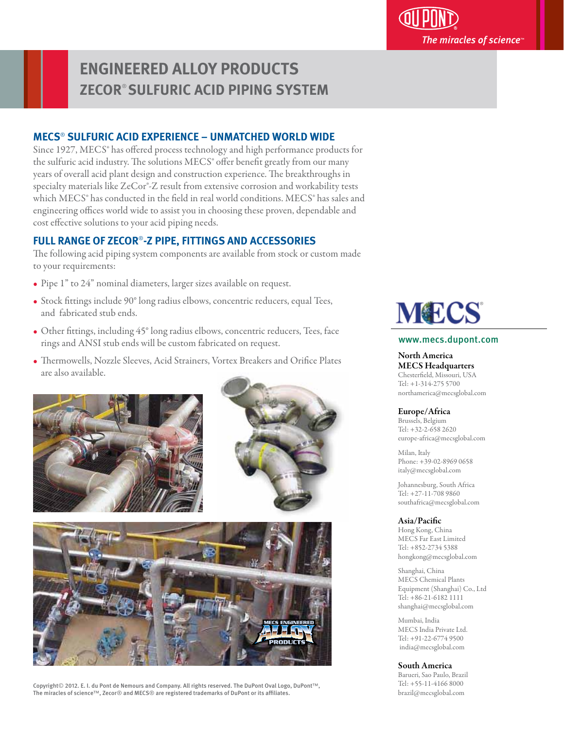# ENGINEERED ALLOY PRODUCTS

## ZECOR® SULFURIC ACID PIPING SYSTEM

### MECS® SULFURIC ACID EXPERIENCE – UNMATCHED WORLD WIDE

Since 1927, MECS® has offered process technology and high performance products for the sulfuric acid industry. The solutions MECS® offer benefit greatly from our many years of overall acid plant design and construction experience. The breakthroughs in specialty materials like ZeCor®-Z result from extensive corrosion and workability tests which MECS® has conducted in the field in real world conditions. MECS® has sales and engineering offices world wide to assist you in choosing these proven, dependable and cost effective solutions to your acid piping needs.

### FULL RANGE OF ZECOR®-Z PIPE, FITTINGS AND ACCESSORIES

The following acid piping system components are available from stock or custom made to your requirements:

- Pipe 1" to 24" nominal diameters, larger sizes available on request.
- Stock fittings include 90° long radius elbows, concentric reducers, equal Tees, and fabricated stub ends.
- Other fittings, including 45° long radius elbows, concentric reducers, Tees, face rings and ANSI stub ends will be custom fabricated on request.
- Thermowells, Nozzle Sleeves, Acid Strainers, Vortex Breakers and Orifice Plates are also available.

MECS ENGINEERED ALLOY PRODUCTS

Copyright© 2012. E. I. du Pont de Nemours and Company. All rights reserved. The DuPont Oval Logo, DuPont™, The miracles of science™, Zecor® and MECS® are registered trademarks of DuPont or its affiliates.

MECS®

www.mecs.dupont.com

**North America**
**MECS Headquarters**
Chesterfield, Missouri, USA
Tel: +1-314-275 5700
northamerica@mecsglobal.com

**Europe/Africa**
Brussels, Belgium
Tel: +32-2-658 2620
europe-africa@mecsglobal.com

Milan, Italy
Phone: +39-02-8969 0658
italy@mecsglobal.com

Johannesburg, South Africa
Tel: +27-11-708 9860
southafrica@mecsglobal.com

**Asia/Pacific**
Hong Kong, China
MECS Far East Limited
Tel: +852-2734 5388
hongkong@mecsglobal.com

Shanghai, China
MECS Chemical Plants Equipment (Shanghai) Co., Ltd
Tel: +86-21-6182 1111
shanghai@mecsglobal.com

Mumbai, India
MECS India Private Ltd.
Tel: +91-22-6774 9500
india@mecsglobal.com

**South America**
Barueri, Sao Paulo, Brazil
Tel: +55-11-4166 8000
brazil@mecsglobal.com